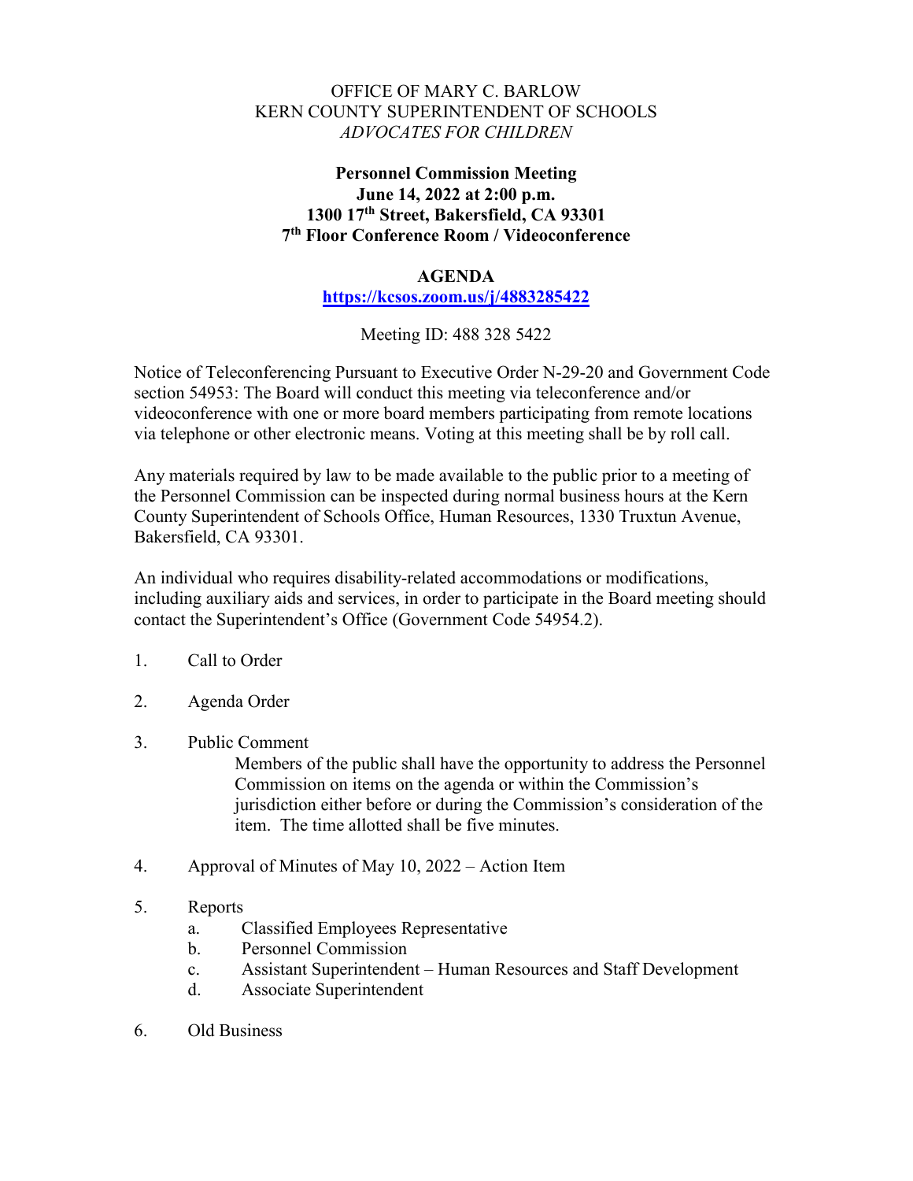OFFICE OF MARY C. BARLOW
KERN COUNTY SUPERINTENDENT OF SCHOOLS
*ADVOCATES FOR CHILDREN*

**Personnel Commission Meeting**
**June 14, 2022 at 2:00 p.m.**
**1300 17th Street, Bakersfield, CA 93301**
**7th Floor Conference Room / Videoconference**

**AGENDA**

**https://kcsos.zoom.us/j/4883285422**

Meeting ID: 488 328 5422

Notice of Teleconferencing Pursuant to Executive Order N-29-20 and Government Code section 54953: The Board will conduct this meeting via teleconference and/or videoconference with one or more board members participating from remote locations via telephone or other electronic means. Voting at this meeting shall be by roll call.

Any materials required by law to be made available to the public prior to a meeting of the Personnel Commission can be inspected during normal business hours at the Kern County Superintendent of Schools Office, Human Resources, 1330 Truxtun Avenue, Bakersfield, CA 93301.

An individual who requires disability-related accommodations or modifications, including auxiliary aids and services, in order to participate in the Board meeting should contact the Superintendent's Office (Government Code 54954.2).

1. Call to Order

2. Agenda Order

3. Public Comment

   Members of the public shall have the opportunity to address the Personnel Commission on items on the agenda or within the Commission's jurisdiction either before or during the Commission's consideration of the item. The time allotted shall be five minutes.

4. Approval of Minutes of May 10, 2022 – Action Item

5. Reports
   - a. Classified Employees Representative
   - b. Personnel Commission
   - c. Assistant Superintendent – Human Resources and Staff Development
   - d. Associate Superintendent

6. Old Business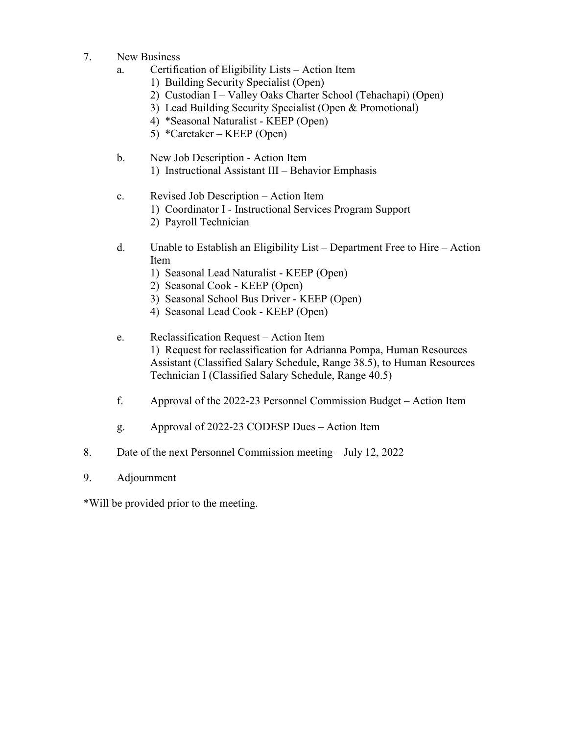7. New Business
   a. Certification of Eligibility Lists – Action Item
      1) Building Security Specialist (Open)
      2) Custodian I – Valley Oaks Charter School (Tehachapi) (Open)
      3) Lead Building Security Specialist (Open & Promotional)
      4) *Seasonal Naturalist - KEEP (Open)
      5) *Caretaker – KEEP (Open)

   b. New Job Description - Action Item
      1) Instructional Assistant III – Behavior Emphasis

   c. Revised Job Description – Action Item
      1) Coordinator I - Instructional Services Program Support
      2) Payroll Technician

   d. Unable to Establish an Eligibility List – Department Free to Hire – Action Item
      1) Seasonal Lead Naturalist - KEEP (Open)
      2) Seasonal Cook - KEEP (Open)
      3) Seasonal School Bus Driver - KEEP (Open)
      4) Seasonal Lead Cook - KEEP (Open)

   e. Reclassification Request – Action Item
      1) Request for reclassification for Adrianna Pompa, Human Resources Assistant (Classified Salary Schedule, Range 38.5), to Human Resources Technician I (Classified Salary Schedule, Range 40.5)

   f. Approval of the 2022-23 Personnel Commission Budget – Action Item

   g. Approval of 2022-23 CODESP Dues – Action Item

8. Date of the next Personnel Commission meeting – July 12, 2022

9. Adjournment

*Will be provided prior to the meeting.